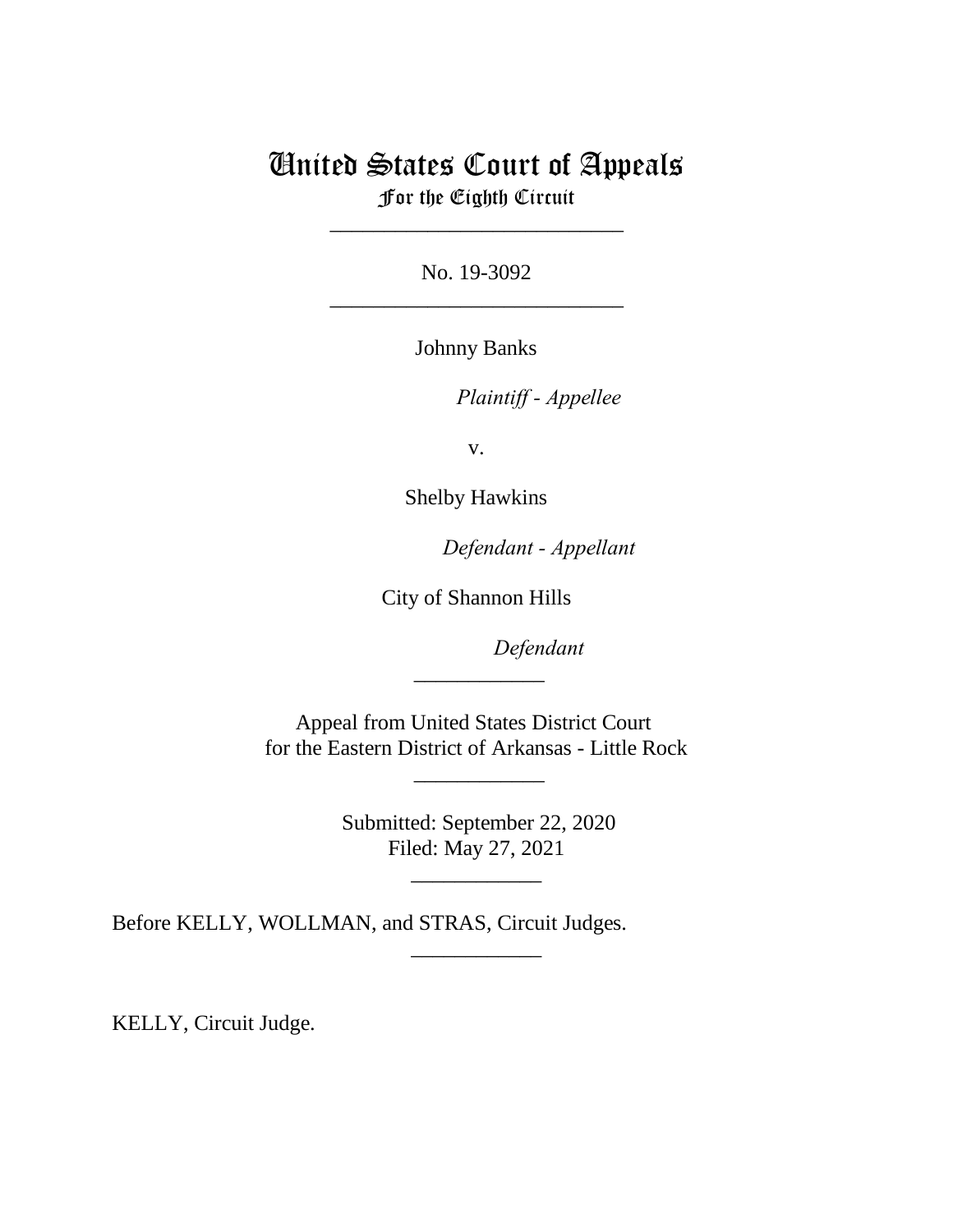# United States Court of Appeals
For the Eighth Circuit

\_\_\_\_\_\_\_\_\_\_\_\_\_\_\_\_\_\_\_\_\_\_\_\_\_\_\_

No. 19-3092

\_\_\_\_\_\_\_\_\_\_\_\_\_\_\_\_\_\_\_\_\_\_\_\_\_\_\_

Johnny Banks

*Plaintiff - Appellee*

v.

Shelby Hawkins

*Defendant - Appellant*

City of Shannon Hills

*Defendant*

\_\_\_\_\_\_\_\_\_\_\_\_

Appeal from United States District Court
for the Eastern District of Arkansas - Little Rock

\_\_\_\_\_\_\_\_\_\_\_\_

Submitted: September 22, 2020
Filed: May 27, 2021

\_\_\_\_\_\_\_\_\_\_\_\_

Before KELLY, WOLLMAN, and STRAS, Circuit Judges.

\_\_\_\_\_\_\_\_\_\_\_\_

KELLY, Circuit Judge.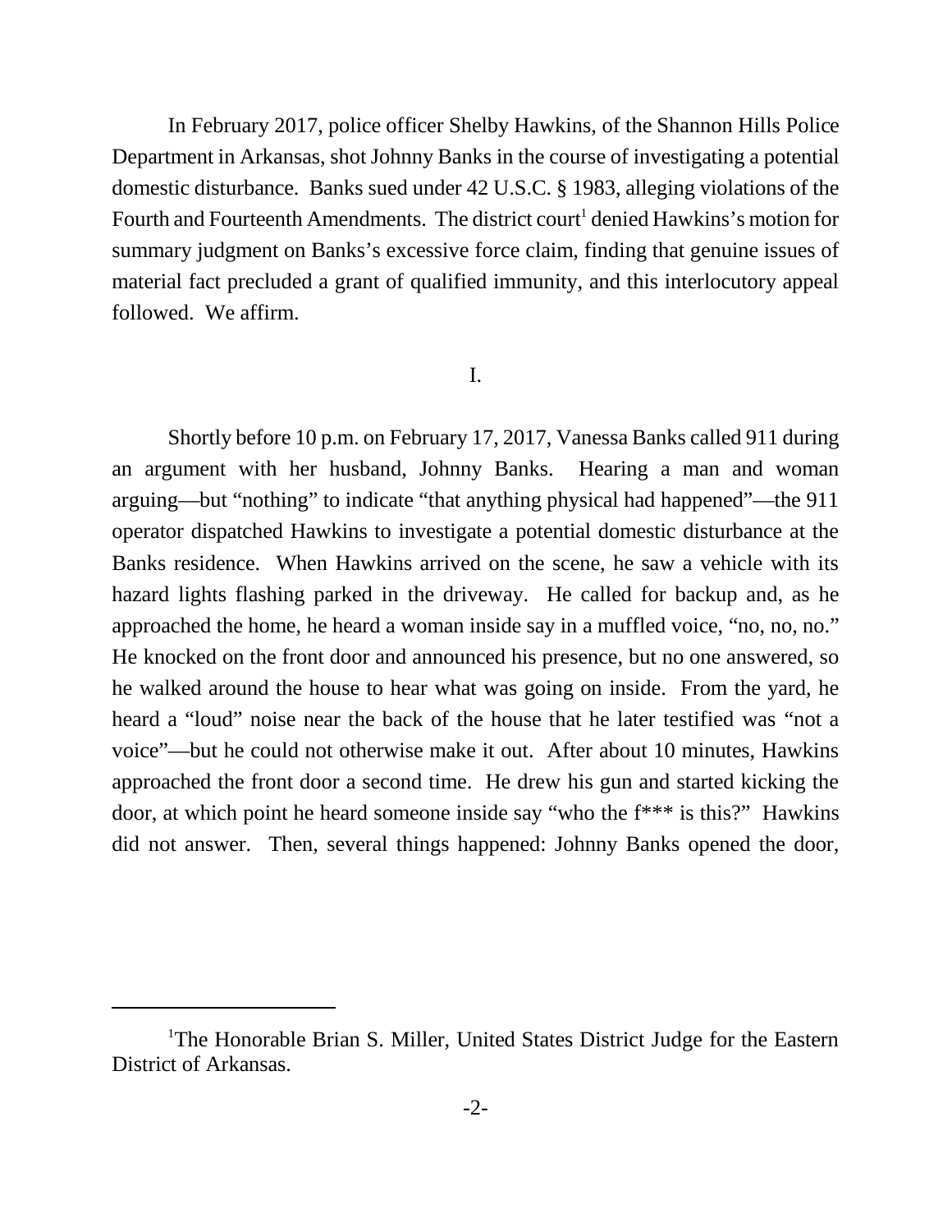In February 2017, police officer Shelby Hawkins, of the Shannon Hills Police Department in Arkansas, shot Johnny Banks in the course of investigating a potential domestic disturbance. Banks sued under 42 U.S.C. § 1983, alleging violations of the Fourth and Fourteenth Amendments. The district court[1] denied Hawkins's motion for summary judgment on Banks's excessive force claim, finding that genuine issues of material fact precluded a grant of qualified immunity, and this interlocutory appeal followed. We affirm.

I.

Shortly before 10 p.m. on February 17, 2017, Vanessa Banks called 911 during an argument with her husband, Johnny Banks. Hearing a man and woman arguing—but "nothing" to indicate "that anything physical had happened"—the 911 operator dispatched Hawkins to investigate a potential domestic disturbance at the Banks residence. When Hawkins arrived on the scene, he saw a vehicle with its hazard lights flashing parked in the driveway. He called for backup and, as he approached the home, he heard a woman inside say in a muffled voice, "no, no, no." He knocked on the front door and announced his presence, but no one answered, so he walked around the house to hear what was going on inside. From the yard, he heard a "loud" noise near the back of the house that he later testified was "not a voice"—but he could not otherwise make it out. After about 10 minutes, Hawkins approached the front door a second time. He drew his gun and started kicking the door, at which point he heard someone inside say "who the f*** is this?" Hawkins did not answer. Then, several things happened: Johnny Banks opened the door,

[1]The Honorable Brian S. Miller, United States District Judge for the Eastern District of Arkansas.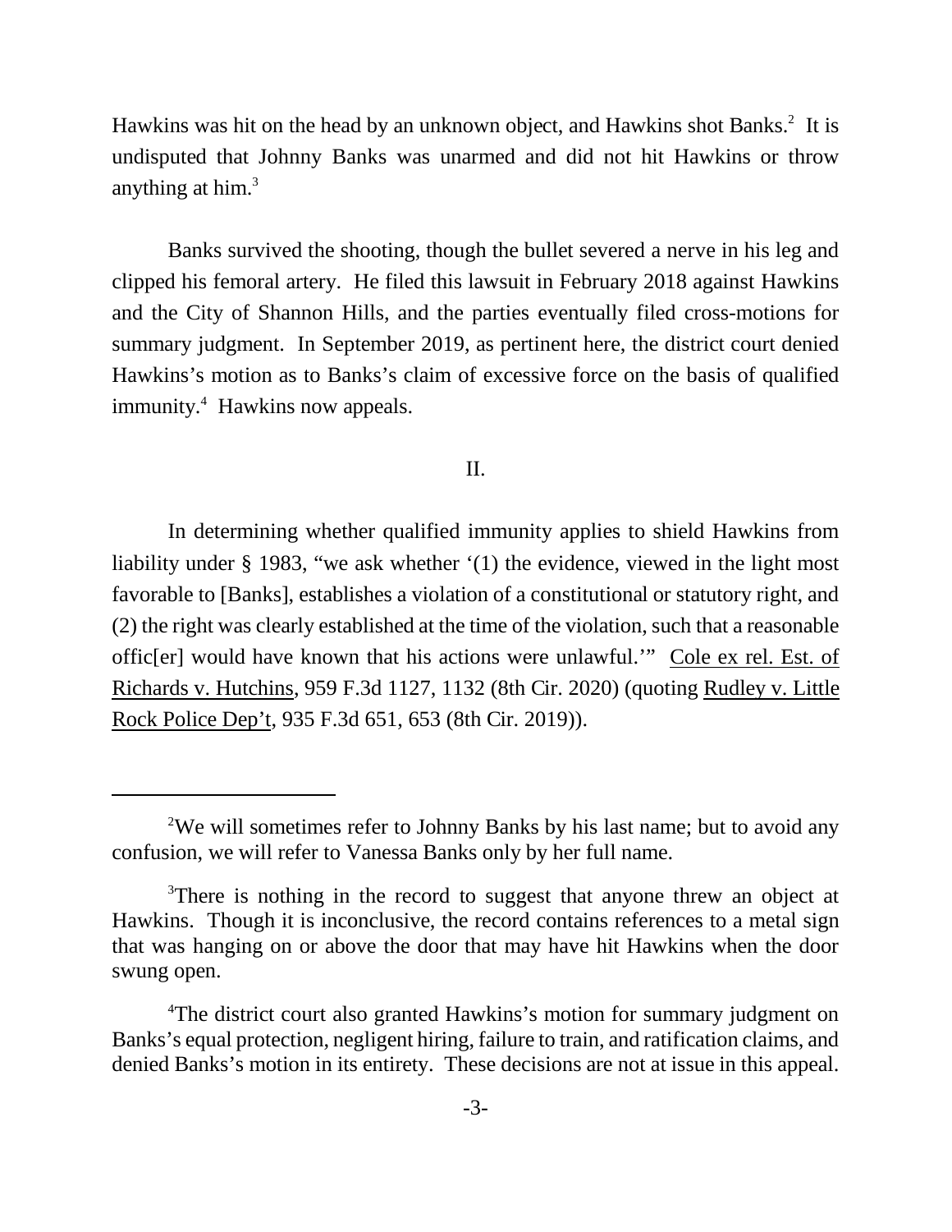Hawkins was hit on the head by an unknown object, and Hawkins shot Banks.[2] It is undisputed that Johnny Banks was unarmed and did not hit Hawkins or throw anything at him.[3]

Banks survived the shooting, though the bullet severed a nerve in his leg and clipped his femoral artery. He filed this lawsuit in February 2018 against Hawkins and the City of Shannon Hills, and the parties eventually filed cross-motions for summary judgment. In September 2019, as pertinent here, the district court denied Hawkins's motion as to Banks's claim of excessive force on the basis of qualified immunity.[4] Hawkins now appeals.

## II.

In determining whether qualified immunity applies to shield Hawkins from liability under § 1983, "we ask whether '(1) the evidence, viewed in the light most favorable to [Banks], establishes a violation of a constitutional or statutory right, and (2) the right was clearly established at the time of the violation, such that a reasonable offic[er] would have known that his actions were unlawful.'" Cole ex rel. Est. of Richards v. Hutchins, 959 F.3d 1127, 1132 (8th Cir. 2020) (quoting Rudley v. Little Rock Police Dep't, 935 F.3d 651, 653 (8th Cir. 2019)).

---

[2]We will sometimes refer to Johnny Banks by his last name; but to avoid any confusion, we will refer to Vanessa Banks only by her full name.

[3]There is nothing in the record to suggest that anyone threw an object at Hawkins. Though it is inconclusive, the record contains references to a metal sign that was hanging on or above the door that may have hit Hawkins when the door swung open.

[4]The district court also granted Hawkins's motion for summary judgment on Banks's equal protection, negligent hiring, failure to train, and ratification claims, and denied Banks's motion in its entirety. These decisions are not at issue in this appeal.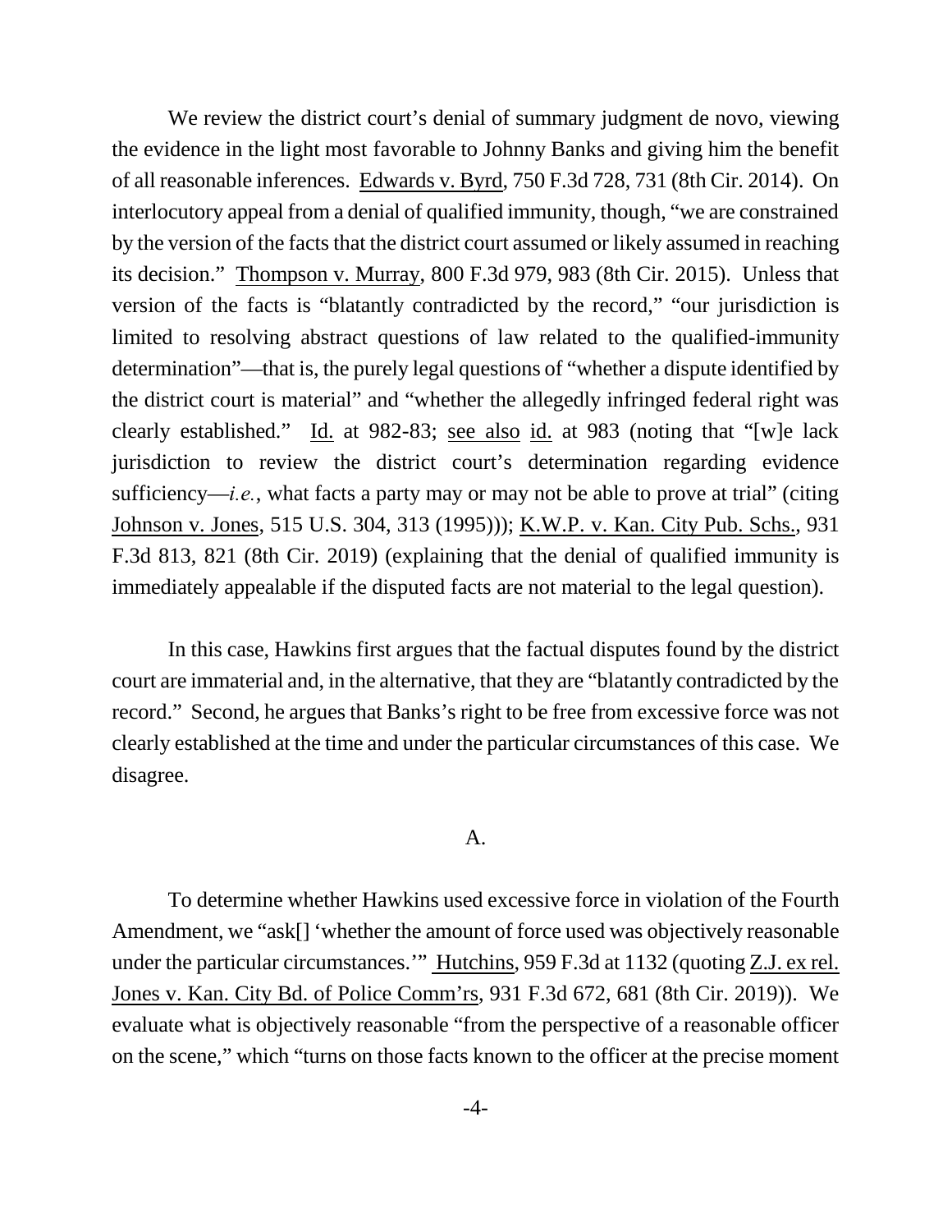We review the district court's denial of summary judgment de novo, viewing the evidence in the light most favorable to Johnny Banks and giving him the benefit of all reasonable inferences. Edwards v. Byrd, 750 F.3d 728, 731 (8th Cir. 2014). On interlocutory appeal from a denial of qualified immunity, though, "we are constrained by the version of the facts that the district court assumed or likely assumed in reaching its decision." Thompson v. Murray, 800 F.3d 979, 983 (8th Cir. 2015). Unless that version of the facts is "blatantly contradicted by the record," "our jurisdiction is limited to resolving abstract questions of law related to the qualified-immunity determination"—that is, the purely legal questions of "whether a dispute identified by the district court is material" and "whether the allegedly infringed federal right was clearly established." Id. at 982-83; see also id. at 983 (noting that "[w]e lack jurisdiction to review the district court's determination regarding evidence sufficiency—*i.e.*, what facts a party may or may not be able to prove at trial" (citing Johnson v. Jones, 515 U.S. 304, 313 (1995))); K.W.P. v. Kan. City Pub. Schs., 931 F.3d 813, 821 (8th Cir. 2019) (explaining that the denial of qualified immunity is immediately appealable if the disputed facts are not material to the legal question).

In this case, Hawkins first argues that the factual disputes found by the district court are immaterial and, in the alternative, that they are "blatantly contradicted by the record." Second, he argues that Banks's right to be free from excessive force was not clearly established at the time and under the particular circumstances of this case. We disagree.

### A.

To determine whether Hawkins used excessive force in violation of the Fourth Amendment, we "ask[] 'whether the amount of force used was objectively reasonable under the particular circumstances.'" Hutchins, 959 F.3d at 1132 (quoting Z.J. ex rel. Jones v. Kan. City Bd. of Police Comm'rs, 931 F.3d 672, 681 (8th Cir. 2019)). We evaluate what is objectively reasonable "from the perspective of a reasonable officer on the scene," which "turns on those facts known to the officer at the precise moment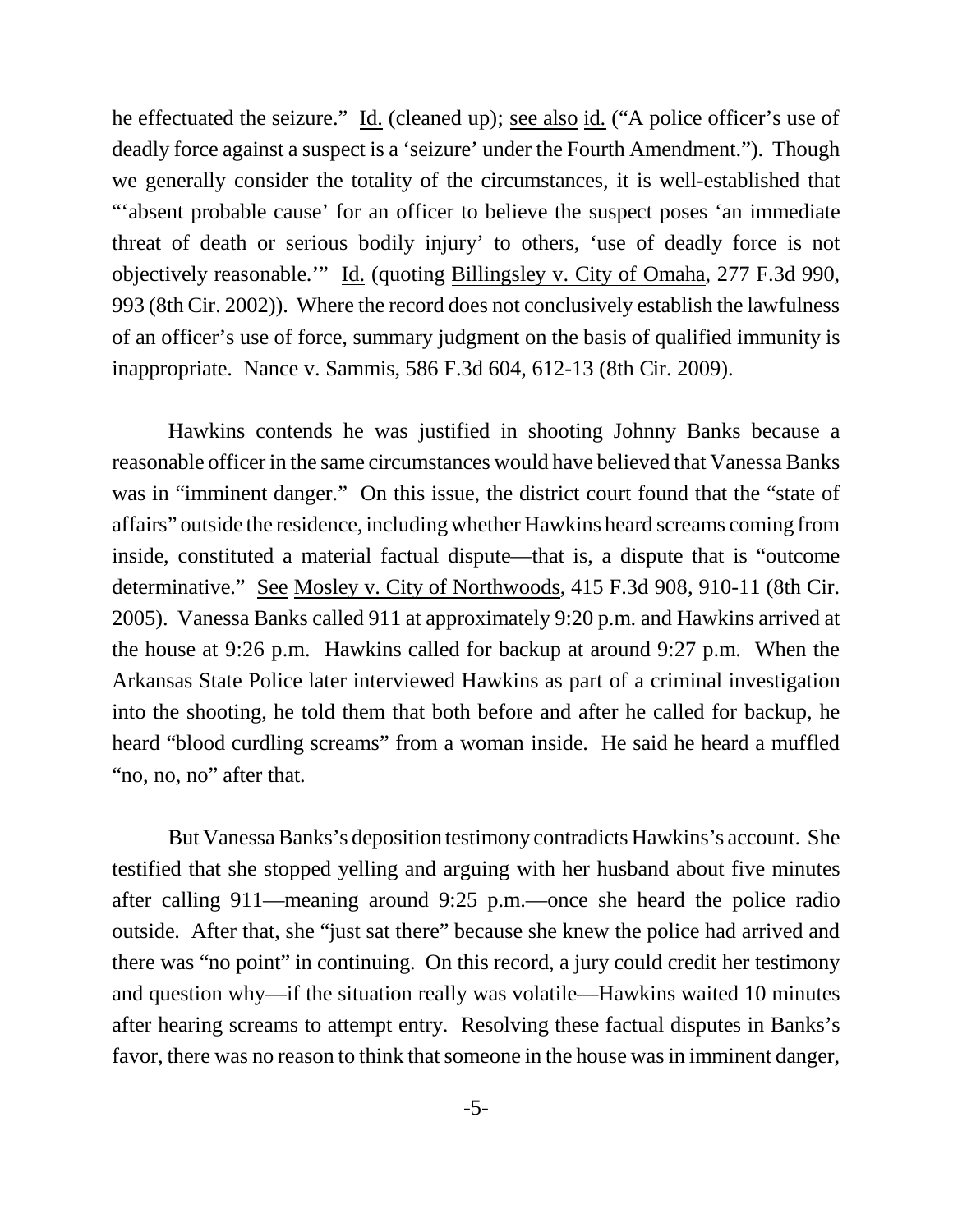he effectuated the seizure." Id. (cleaned up); see also id. ("A police officer's use of deadly force against a suspect is a 'seizure' under the Fourth Amendment."). Though we generally consider the totality of the circumstances, it is well-established that "'absent probable cause' for an officer to believe the suspect poses 'an immediate threat of death or serious bodily injury' to others, 'use of deadly force is not objectively reasonable.'" Id. (quoting Billingsley v. City of Omaha, 277 F.3d 990, 993 (8th Cir. 2002)). Where the record does not conclusively establish the lawfulness of an officer's use of force, summary judgment on the basis of qualified immunity is inappropriate. Nance v. Sammis, 586 F.3d 604, 612-13 (8th Cir. 2009).

Hawkins contends he was justified in shooting Johnny Banks because a reasonable officer in the same circumstances would have believed that Vanessa Banks was in "imminent danger." On this issue, the district court found that the "state of affairs" outside the residence, including whether Hawkins heard screams coming from inside, constituted a material factual dispute—that is, a dispute that is "outcome determinative." See Mosley v. City of Northwoods, 415 F.3d 908, 910-11 (8th Cir. 2005). Vanessa Banks called 911 at approximately 9:20 p.m. and Hawkins arrived at the house at 9:26 p.m. Hawkins called for backup at around 9:27 p.m. When the Arkansas State Police later interviewed Hawkins as part of a criminal investigation into the shooting, he told them that both before and after he called for backup, he heard "blood curdling screams" from a woman inside. He said he heard a muffled "no, no, no" after that.

But Vanessa Banks's deposition testimony contradicts Hawkins's account. She testified that she stopped yelling and arguing with her husband about five minutes after calling 911—meaning around 9:25 p.m.—once she heard the police radio outside. After that, she "just sat there" because she knew the police had arrived and there was "no point" in continuing. On this record, a jury could credit her testimony and question why—if the situation really was volatile—Hawkins waited 10 minutes after hearing screams to attempt entry. Resolving these factual disputes in Banks's favor, there was no reason to think that someone in the house was in imminent danger,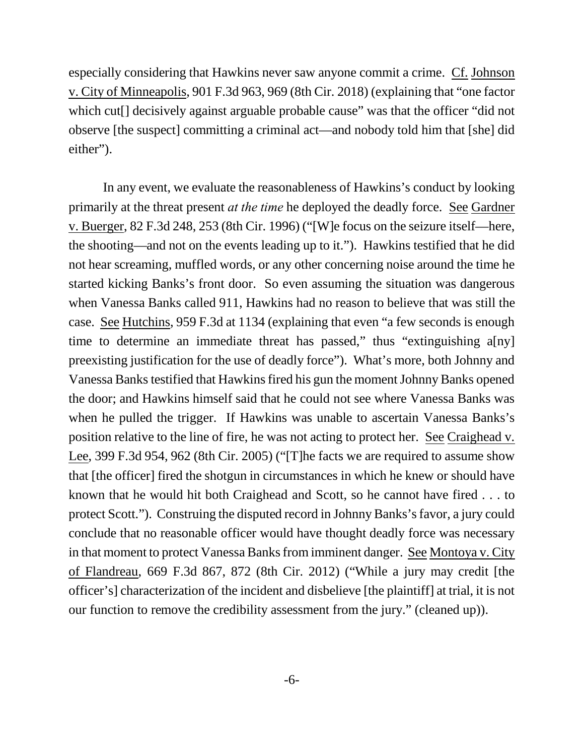especially considering that Hawkins never saw anyone commit a crime. Cf. Johnson v. City of Minneapolis, 901 F.3d 963, 969 (8th Cir. 2018) (explaining that "one factor which cut[] decisively against arguable probable cause" was that the officer "did not observe [the suspect] committing a criminal act—and nobody told him that [she] did either").

In any event, we evaluate the reasonableness of Hawkins's conduct by looking primarily at the threat present *at the time* he deployed the deadly force. See Gardner v. Buerger, 82 F.3d 248, 253 (8th Cir. 1996) ("[W]e focus on the seizure itself—here, the shooting—and not on the events leading up to it."). Hawkins testified that he did not hear screaming, muffled words, or any other concerning noise around the time he started kicking Banks's front door. So even assuming the situation was dangerous when Vanessa Banks called 911, Hawkins had no reason to believe that was still the case. See Hutchins, 959 F.3d at 1134 (explaining that even "a few seconds is enough time to determine an immediate threat has passed," thus "extinguishing a[ny] preexisting justification for the use of deadly force"). What's more, both Johnny and Vanessa Banks testified that Hawkins fired his gun the moment Johnny Banks opened the door; and Hawkins himself said that he could not see where Vanessa Banks was when he pulled the trigger. If Hawkins was unable to ascertain Vanessa Banks's position relative to the line of fire, he was not acting to protect her. See Craighead v. Lee, 399 F.3d 954, 962 (8th Cir. 2005) ("[T]he facts we are required to assume show that [the officer] fired the shotgun in circumstances in which he knew or should have known that he would hit both Craighead and Scott, so he cannot have fired . . . to protect Scott."). Construing the disputed record in Johnny Banks's favor, a jury could conclude that no reasonable officer would have thought deadly force was necessary in that moment to protect Vanessa Banks from imminent danger. See Montoya v. City of Flandreau, 669 F.3d 867, 872 (8th Cir. 2012) ("While a jury may credit [the officer's] characterization of the incident and disbelieve [the plaintiff] at trial, it is not our function to remove the credibility assessment from the jury." (cleaned up)).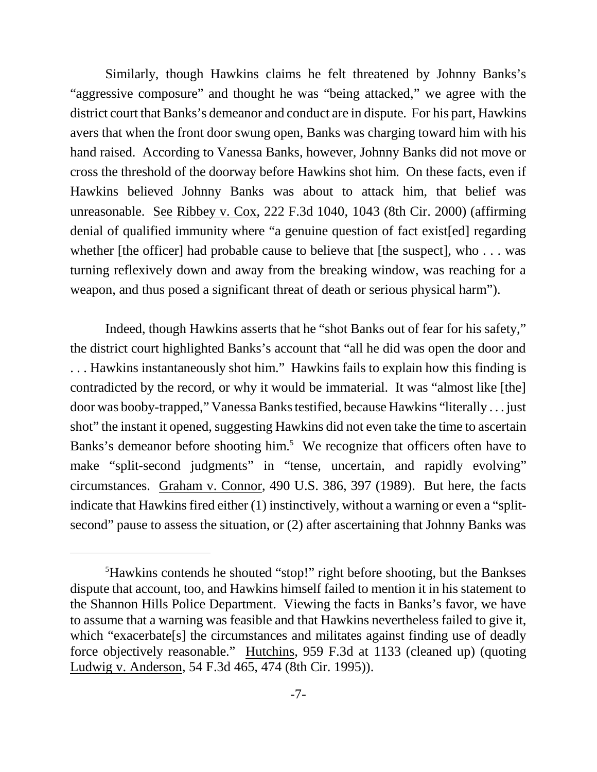Similarly, though Hawkins claims he felt threatened by Johnny Banks's "aggressive composure" and thought he was "being attacked," we agree with the district court that Banks's demeanor and conduct are in dispute. For his part, Hawkins avers that when the front door swung open, Banks was charging toward him with his hand raised. According to Vanessa Banks, however, Johnny Banks did not move or cross the threshold of the doorway before Hawkins shot him. On these facts, even if Hawkins believed Johnny Banks was about to attack him, that belief was unreasonable. See Ribbey v. Cox, 222 F.3d 1040, 1043 (8th Cir. 2000) (affirming denial of qualified immunity where "a genuine question of fact exist[ed] regarding whether [the officer] had probable cause to believe that [the suspect], who . . . was turning reflexively down and away from the breaking window, was reaching for a weapon, and thus posed a significant threat of death or serious physical harm").

Indeed, though Hawkins asserts that he "shot Banks out of fear for his safety," the district court highlighted Banks's account that "all he did was open the door and . . . Hawkins instantaneously shot him." Hawkins fails to explain how this finding is contradicted by the record, or why it would be immaterial. It was "almost like [the] door was booby-trapped," Vanessa Banks testified, because Hawkins "literally . . . just shot" the instant it opened, suggesting Hawkins did not even take the time to ascertain Banks's demeanor before shooting him.[5] We recognize that officers often have to make "split-second judgments" in "tense, uncertain, and rapidly evolving" circumstances. Graham v. Connor, 490 U.S. 386, 397 (1989). But here, the facts indicate that Hawkins fired either (1) instinctively, without a warning or even a "split-second" pause to assess the situation, or (2) after ascertaining that Johnny Banks was

---

[5] Hawkins contends he shouted "stop!" right before shooting, but the Bankses dispute that account, too, and Hawkins himself failed to mention it in his statement to the Shannon Hills Police Department. Viewing the facts in Banks's favor, we have to assume that a warning was feasible and that Hawkins nevertheless failed to give it, which "exacerbate[s] the circumstances and militates against finding use of deadly force objectively reasonable." Hutchins, 959 F.3d at 1133 (cleaned up) (quoting Ludwig v. Anderson, 54 F.3d 465, 474 (8th Cir. 1995)).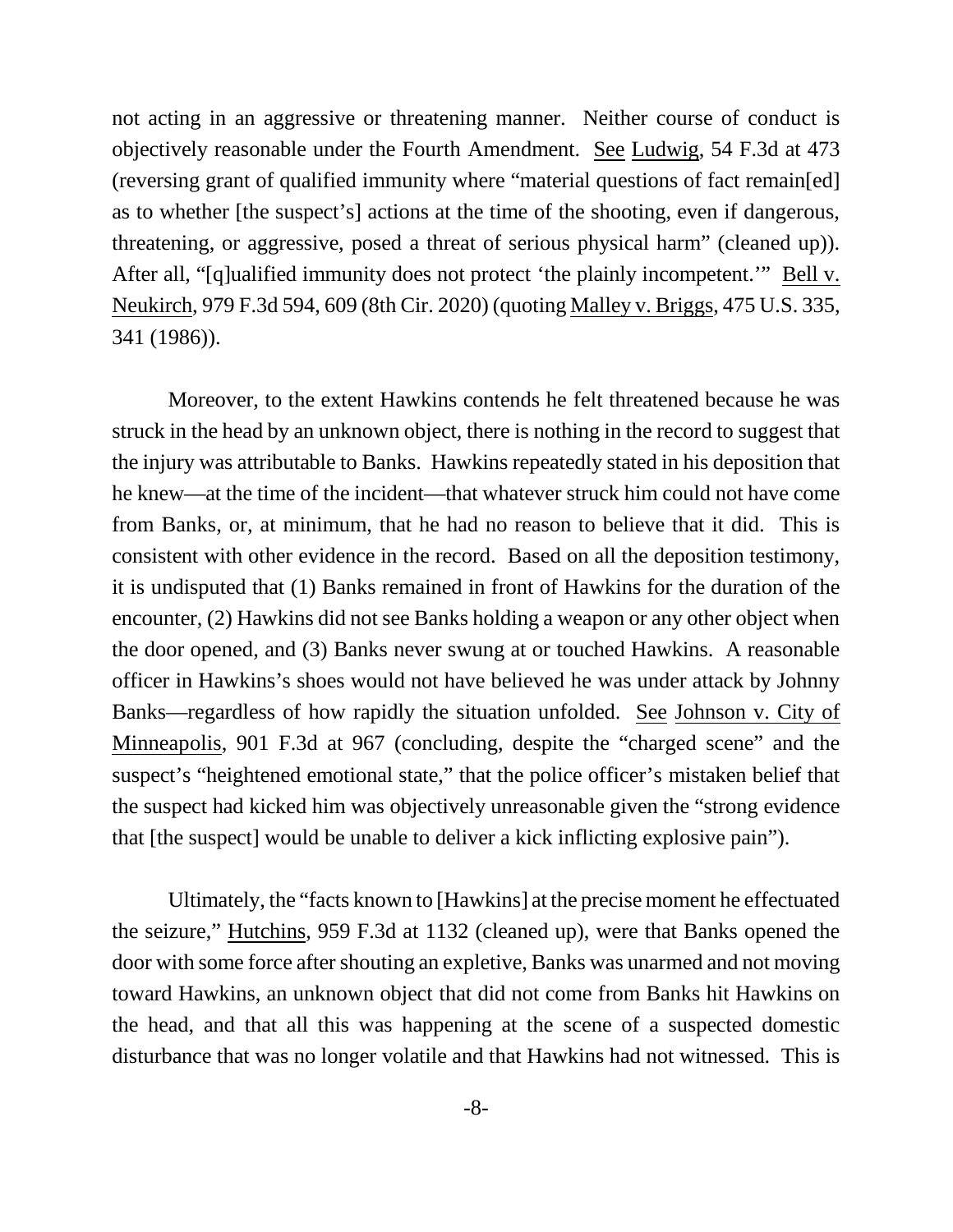not acting in an aggressive or threatening manner. Neither course of conduct is objectively reasonable under the Fourth Amendment. See Ludwig, 54 F.3d at 473 (reversing grant of qualified immunity where "material questions of fact remain[ed] as to whether [the suspect's] actions at the time of the shooting, even if dangerous, threatening, or aggressive, posed a threat of serious physical harm" (cleaned up)). After all, "[q]ualified immunity does not protect 'the plainly incompetent.'" Bell v. Neukirch, 979 F.3d 594, 609 (8th Cir. 2020) (quoting Malley v. Briggs, 475 U.S. 335, 341 (1986)).

Moreover, to the extent Hawkins contends he felt threatened because he was struck in the head by an unknown object, there is nothing in the record to suggest that the injury was attributable to Banks. Hawkins repeatedly stated in his deposition that he knew—at the time of the incident—that whatever struck him could not have come from Banks, or, at minimum, that he had no reason to believe that it did. This is consistent with other evidence in the record. Based on all the deposition testimony, it is undisputed that (1) Banks remained in front of Hawkins for the duration of the encounter, (2) Hawkins did not see Banks holding a weapon or any other object when the door opened, and (3) Banks never swung at or touched Hawkins. A reasonable officer in Hawkins's shoes would not have believed he was under attack by Johnny Banks—regardless of how rapidly the situation unfolded. See Johnson v. City of Minneapolis, 901 F.3d at 967 (concluding, despite the "charged scene" and the suspect's "heightened emotional state," that the police officer's mistaken belief that the suspect had kicked him was objectively unreasonable given the "strong evidence that [the suspect] would be unable to deliver a kick inflicting explosive pain").

Ultimately, the "facts known to [Hawkins] at the precise moment he effectuated the seizure," Hutchins, 959 F.3d at 1132 (cleaned up), were that Banks opened the door with some force after shouting an expletive, Banks was unarmed and not moving toward Hawkins, an unknown object that did not come from Banks hit Hawkins on the head, and that all this was happening at the scene of a suspected domestic disturbance that was no longer volatile and that Hawkins had not witnessed. This is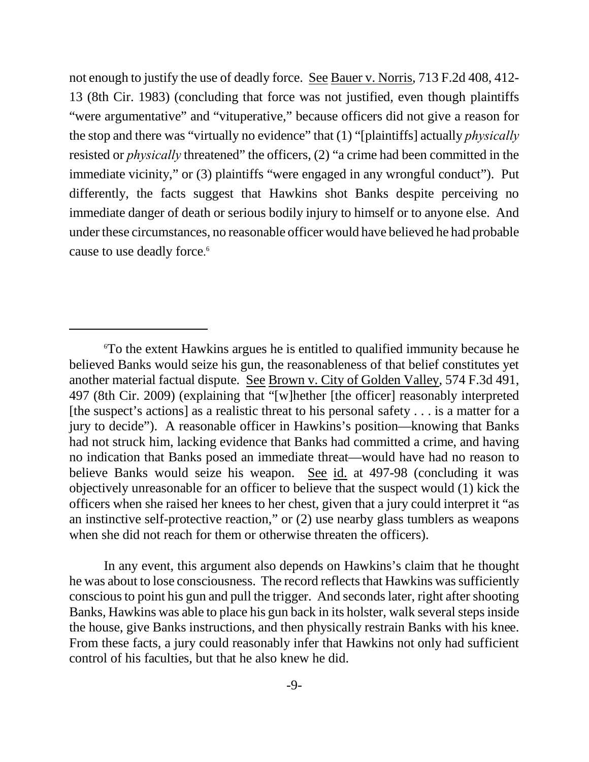not enough to justify the use of deadly force. See Bauer v. Norris, 713 F.2d 408, 412-13 (8th Cir. 1983) (concluding that force was not justified, even though plaintiffs "were argumentative" and "vituperative," because officers did not give a reason for the stop and there was "virtually no evidence" that (1) "[plaintiffs] actually *physically* resisted or *physically* threatened" the officers, (2) "a crime had been committed in the immediate vicinity," or (3) plaintiffs "were engaged in any wrongful conduct"). Put differently, the facts suggest that Hawkins shot Banks despite perceiving no immediate danger of death or serious bodily injury to himself or to anyone else. And under these circumstances, no reasonable officer would have believed he had probable cause to use deadly force.[6]

---

[6]To the extent Hawkins argues he is entitled to qualified immunity because he believed Banks would seize his gun, the reasonableness of that belief constitutes yet another material factual dispute. See Brown v. City of Golden Valley, 574 F.3d 491, 497 (8th Cir. 2009) (explaining that "[w]hether [the officer] reasonably interpreted [the suspect's actions] as a realistic threat to his personal safety . . . is a matter for a jury to decide"). A reasonable officer in Hawkins's position—knowing that Banks had not struck him, lacking evidence that Banks had committed a crime, and having no indication that Banks posed an immediate threat—would have had no reason to believe Banks would seize his weapon. See id. at 497-98 (concluding it was objectively unreasonable for an officer to believe that the suspect would (1) kick the officers when she raised her knees to her chest, given that a jury could interpret it "as an instinctive self-protective reaction," or (2) use nearby glass tumblers as weapons when she did not reach for them or otherwise threaten the officers).

In any event, this argument also depends on Hawkins's claim that he thought he was about to lose consciousness. The record reflects that Hawkins was sufficiently conscious to point his gun and pull the trigger. And seconds later, right after shooting Banks, Hawkins was able to place his gun back in its holster, walk several steps inside the house, give Banks instructions, and then physically restrain Banks with his knee. From these facts, a jury could reasonably infer that Hawkins not only had sufficient control of his faculties, but that he also knew he did.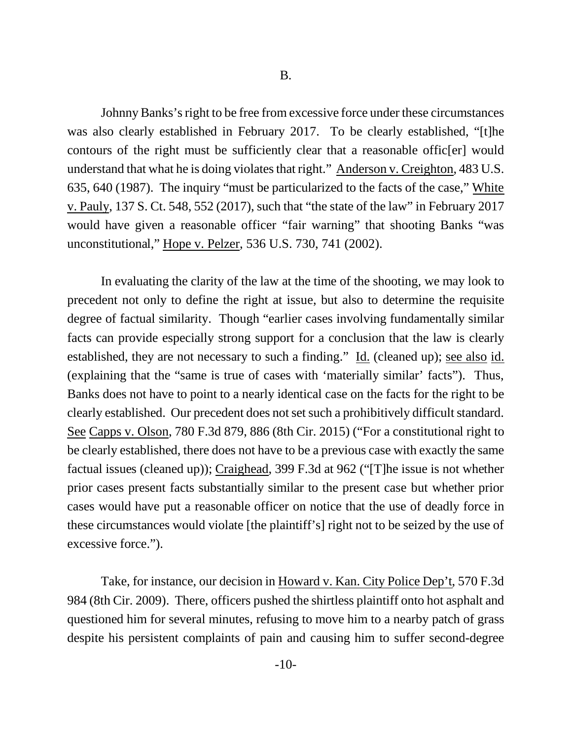## B.

Johnny Banks's right to be free from excessive force under these circumstances was also clearly established in February 2017. To be clearly established, "[t]he contours of the right must be sufficiently clear that a reasonable offic[er] would understand that what he is doing violates that right." Anderson v. Creighton, 483 U.S. 635, 640 (1987). The inquiry "must be particularized to the facts of the case," White v. Pauly, 137 S. Ct. 548, 552 (2017), such that "the state of the law" in February 2017 would have given a reasonable officer "fair warning" that shooting Banks "was unconstitutional," Hope v. Pelzer, 536 U.S. 730, 741 (2002).

In evaluating the clarity of the law at the time of the shooting, we may look to precedent not only to define the right at issue, but also to determine the requisite degree of factual similarity. Though "earlier cases involving fundamentally similar facts can provide especially strong support for a conclusion that the law is clearly established, they are not necessary to such a finding." Id. (cleaned up); see also id. (explaining that the "same is true of cases with 'materially similar' facts"). Thus, Banks does not have to point to a nearly identical case on the facts for the right to be clearly established. Our precedent does not set such a prohibitively difficult standard. See Capps v. Olson, 780 F.3d 879, 886 (8th Cir. 2015) ("For a constitutional right to be clearly established, there does not have to be a previous case with exactly the same factual issues (cleaned up)); Craighead, 399 F.3d at 962 ("[T]he issue is not whether prior cases present facts substantially similar to the present case but whether prior cases would have put a reasonable officer on notice that the use of deadly force in these circumstances would violate [the plaintiff's] right not to be seized by the use of excessive force.").

Take, for instance, our decision in Howard v. Kan. City Police Dep't, 570 F.3d 984 (8th Cir. 2009). There, officers pushed the shirtless plaintiff onto hot asphalt and questioned him for several minutes, refusing to move him to a nearby patch of grass despite his persistent complaints of pain and causing him to suffer second-degree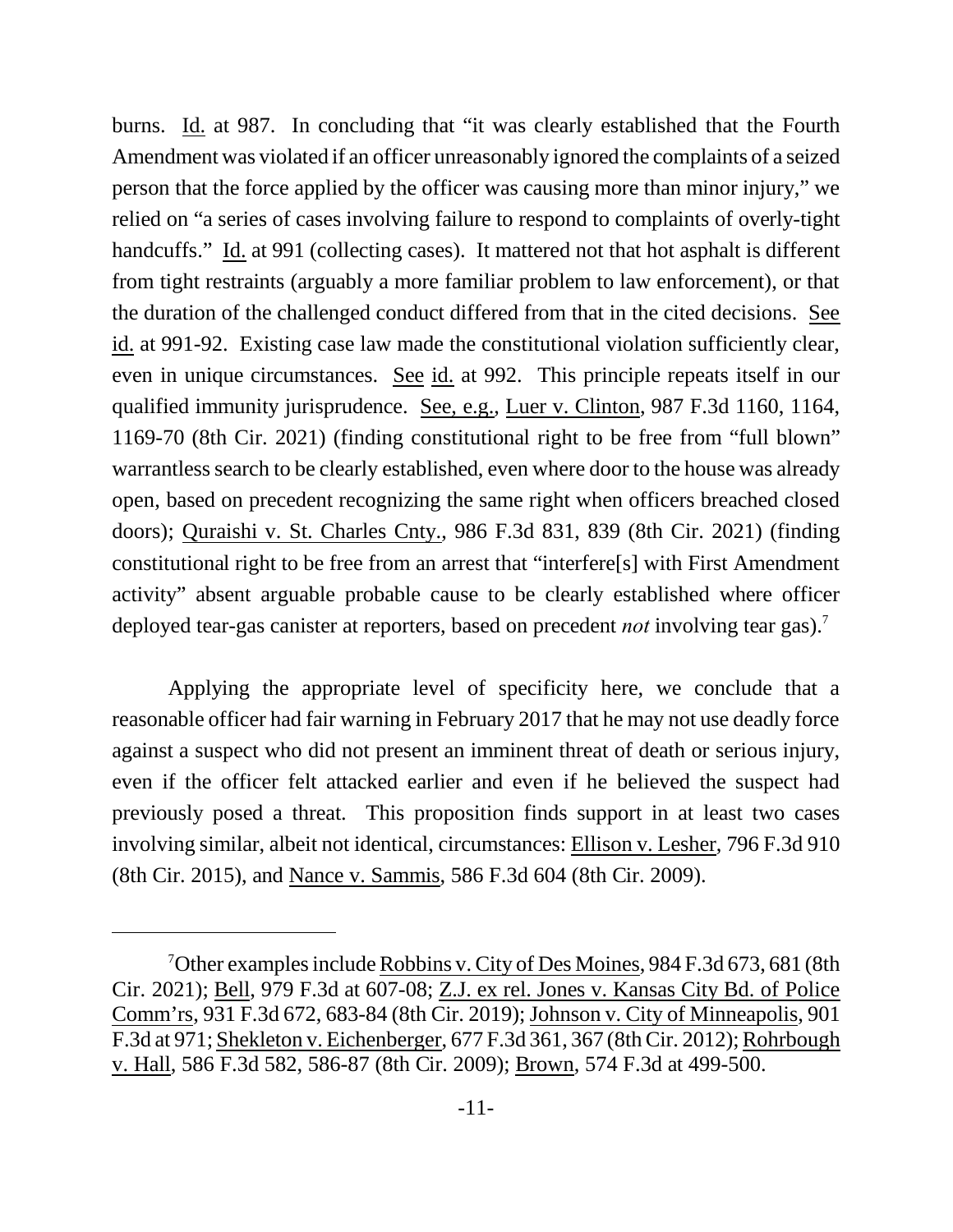burns. Id. at 987. In concluding that "it was clearly established that the Fourth Amendment was violated if an officer unreasonably ignored the complaints of a seized person that the force applied by the officer was causing more than minor injury," we relied on "a series of cases involving failure to respond to complaints of overly-tight handcuffs." Id. at 991 (collecting cases). It mattered not that hot asphalt is different from tight restraints (arguably a more familiar problem to law enforcement), or that the duration of the challenged conduct differed from that in the cited decisions. See id. at 991-92. Existing case law made the constitutional violation sufficiently clear, even in unique circumstances. See id. at 992. This principle repeats itself in our qualified immunity jurisprudence. See, e.g., Luer v. Clinton, 987 F.3d 1160, 1164, 1169-70 (8th Cir. 2021) (finding constitutional right to be free from "full blown" warrantless search to be clearly established, even where door to the house was already open, based on precedent recognizing the same right when officers breached closed doors); Quraishi v. St. Charles Cnty., 986 F.3d 831, 839 (8th Cir. 2021) (finding constitutional right to be free from an arrest that "interfere[s] with First Amendment activity" absent arguable probable cause to be clearly established where officer deployed tear-gas canister at reporters, based on precedent *not* involving tear gas).[7]

Applying the appropriate level of specificity here, we conclude that a reasonable officer had fair warning in February 2017 that he may not use deadly force against a suspect who did not present an imminent threat of death or serious injury, even if the officer felt attacked earlier and even if he believed the suspect had previously posed a threat. This proposition finds support in at least two cases involving similar, albeit not identical, circumstances: Ellison v. Lesher, 796 F.3d 910 (8th Cir. 2015), and Nance v. Sammis, 586 F.3d 604 (8th Cir. 2009).

---

[7] Other examples include Robbins v. City of Des Moines, 984 F.3d 673, 681 (8th Cir. 2021); Bell, 979 F.3d at 607-08; Z.J. ex rel. Jones v. Kansas City Bd. of Police Comm'rs, 931 F.3d 672, 683-84 (8th Cir. 2019); Johnson v. City of Minneapolis, 901 F.3d at 971; Shekleton v. Eichenberger, 677 F.3d 361, 367 (8th Cir. 2012); Rohrbough v. Hall, 586 F.3d 582, 586-87 (8th Cir. 2009); Brown, 574 F.3d at 499-500.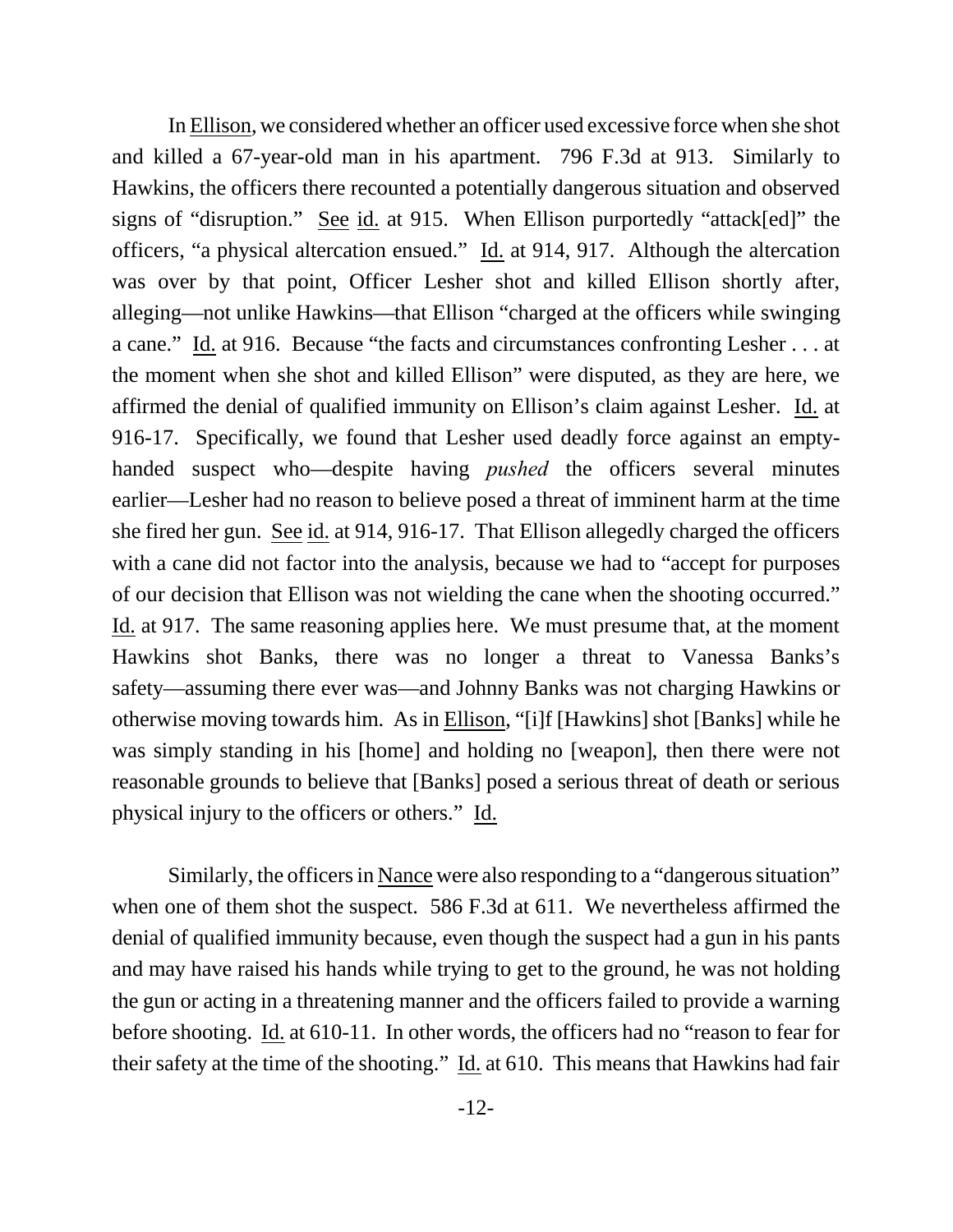In Ellison, we considered whether an officer used excessive force when she shot and killed a 67-year-old man in his apartment. 796 F.3d at 913. Similarly to Hawkins, the officers there recounted a potentially dangerous situation and observed signs of "disruption." See id. at 915. When Ellison purportedly "attack[ed]" the officers, "a physical altercation ensued." Id. at 914, 917. Although the altercation was over by that point, Officer Lesher shot and killed Ellison shortly after, alleging—not unlike Hawkins—that Ellison "charged at the officers while swinging a cane." Id. at 916. Because "the facts and circumstances confronting Lesher . . . at the moment when she shot and killed Ellison" were disputed, as they are here, we affirmed the denial of qualified immunity on Ellison's claim against Lesher. Id. at 916-17. Specifically, we found that Lesher used deadly force against an empty-handed suspect who—despite having *pushed* the officers several minutes earlier—Lesher had no reason to believe posed a threat of imminent harm at the time she fired her gun. See id. at 914, 916-17. That Ellison allegedly charged the officers with a cane did not factor into the analysis, because we had to "accept for purposes of our decision that Ellison was not wielding the cane when the shooting occurred." Id. at 917. The same reasoning applies here. We must presume that, at the moment Hawkins shot Banks, there was no longer a threat to Vanessa Banks's safety—assuming there ever was—and Johnny Banks was not charging Hawkins or otherwise moving towards him. As in Ellison, "[i]f [Hawkins] shot [Banks] while he was simply standing in his [home] and holding no [weapon], then there were not reasonable grounds to believe that [Banks] posed a serious threat of death or serious physical injury to the officers or others." Id.

Similarly, the officers in Nance were also responding to a "dangerous situation" when one of them shot the suspect. 586 F.3d at 611. We nevertheless affirmed the denial of qualified immunity because, even though the suspect had a gun in his pants and may have raised his hands while trying to get to the ground, he was not holding the gun or acting in a threatening manner and the officers failed to provide a warning before shooting. Id. at 610-11. In other words, the officers had no "reason to fear for their safety at the time of the shooting." Id. at 610. This means that Hawkins had fair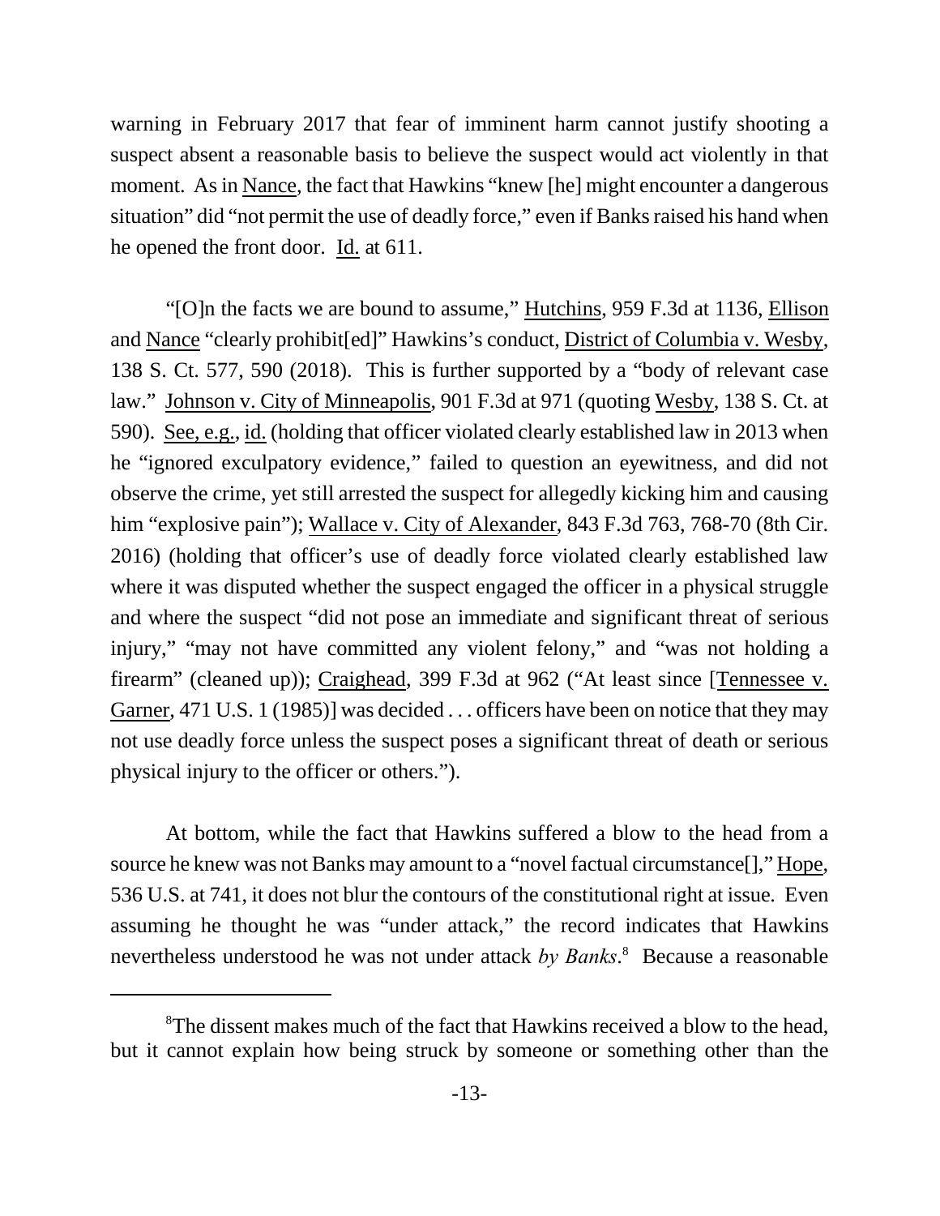warning in February 2017 that fear of imminent harm cannot justify shooting a suspect absent a reasonable basis to believe the suspect would act violently in that moment. As in Nance, the fact that Hawkins "knew [he] might encounter a dangerous situation" did "not permit the use of deadly force," even if Banks raised his hand when he opened the front door. Id. at 611.

"[O]n the facts we are bound to assume," Hutchins, 959 F.3d at 1136, Ellison and Nance "clearly prohibit[ed]" Hawkins's conduct, District of Columbia v. Wesby, 138 S. Ct. 577, 590 (2018). This is further supported by a "body of relevant case law." Johnson v. City of Minneapolis, 901 F.3d at 971 (quoting Wesby, 138 S. Ct. at 590). See, e.g., id. (holding that officer violated clearly established law in 2013 when he "ignored exculpatory evidence," failed to question an eyewitness, and did not observe the crime, yet still arrested the suspect for allegedly kicking him and causing him "explosive pain"); Wallace v. City of Alexander, 843 F.3d 763, 768-70 (8th Cir. 2016) (holding that officer's use of deadly force violated clearly established law where it was disputed whether the suspect engaged the officer in a physical struggle and where the suspect "did not pose an immediate and significant threat of serious injury," "may not have committed any violent felony," and "was not holding a firearm" (cleaned up)); Craighead, 399 F.3d at 962 ("At least since [Tennessee v. Garner, 471 U.S. 1 (1985)] was decided . . . officers have been on notice that they may not use deadly force unless the suspect poses a significant threat of death or serious physical injury to the officer or others.").

At bottom, while the fact that Hawkins suffered a blow to the head from a source he knew was not Banks may amount to a "novel factual circumstance[]," Hope, 536 U.S. at 741, it does not blur the contours of the constitutional right at issue. Even assuming he thought he was "under attack," the record indicates that Hawkins nevertheless understood he was not under attack *by Banks*.[8] Because a reasonable

[8]The dissent makes much of the fact that Hawkins received a blow to the head, but it cannot explain how being struck by someone or something other than the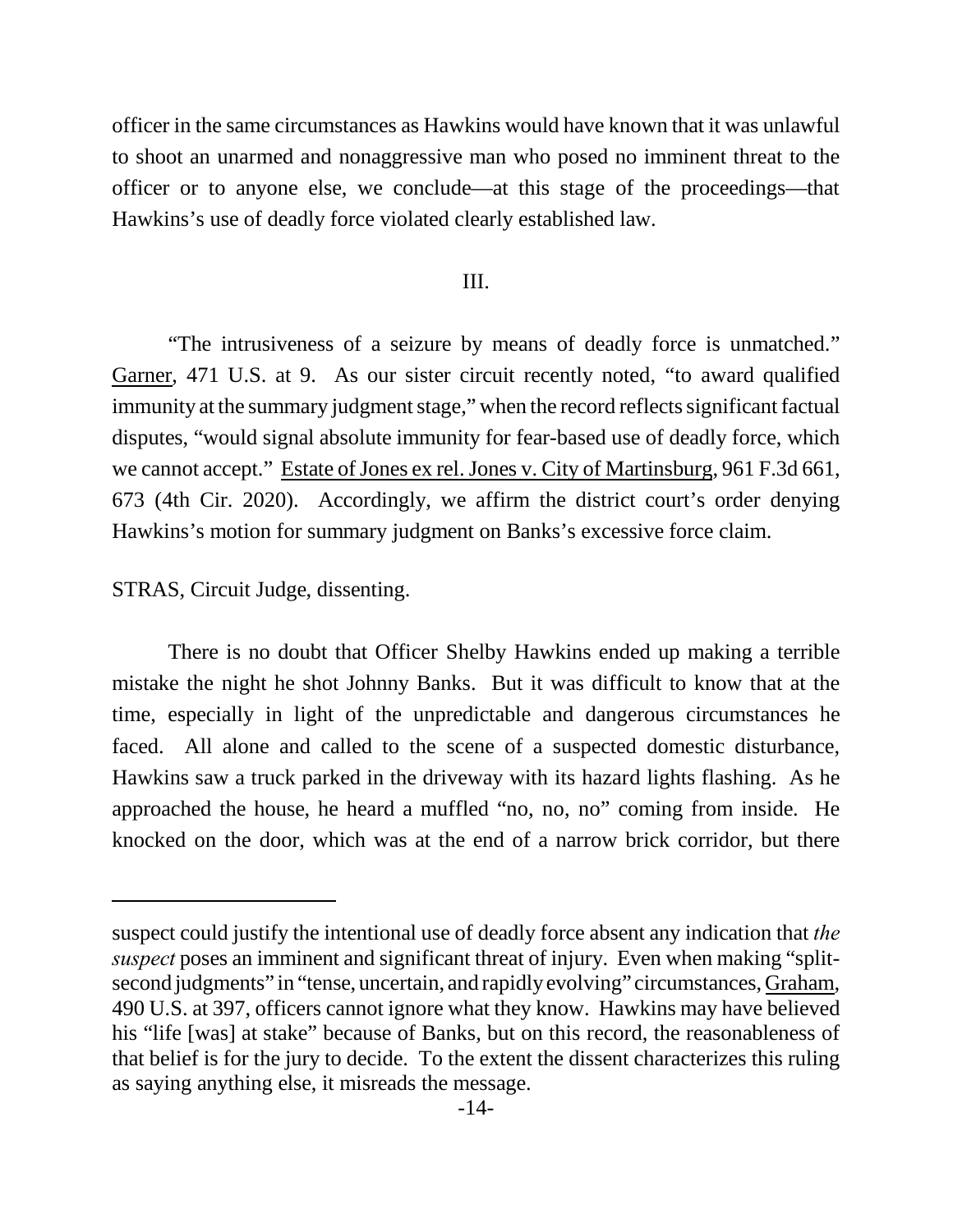officer in the same circumstances as Hawkins would have known that it was unlawful to shoot an unarmed and nonaggressive man who posed no imminent threat to the officer or to anyone else, we conclude—at this stage of the proceedings—that Hawkins's use of deadly force violated clearly established law.

III.

"The intrusiveness of a seizure by means of deadly force is unmatched." Garner, 471 U.S. at 9. As our sister circuit recently noted, "to award qualified immunity at the summary judgment stage," when the record reflects significant factual disputes, "would signal absolute immunity for fear-based use of deadly force, which we cannot accept." Estate of Jones ex rel. Jones v. City of Martinsburg, 961 F.3d 661, 673 (4th Cir. 2020). Accordingly, we affirm the district court's order denying Hawkins's motion for summary judgment on Banks's excessive force claim.

STRAS, Circuit Judge, dissenting.

There is no doubt that Officer Shelby Hawkins ended up making a terrible mistake the night he shot Johnny Banks. But it was difficult to know that at the time, especially in light of the unpredictable and dangerous circumstances he faced. All alone and called to the scene of a suspected domestic disturbance, Hawkins saw a truck parked in the driveway with its hazard lights flashing. As he approached the house, he heard a muffled "no, no, no" coming from inside. He knocked on the door, which was at the end of a narrow brick corridor, but there

---

suspect could justify the intentional use of deadly force absent any indication that *the suspect* poses an imminent and significant threat of injury. Even when making "split-second judgments" in "tense, uncertain, and rapidly evolving" circumstances, Graham, 490 U.S. at 397, officers cannot ignore what they know. Hawkins may have believed his "life [was] at stake" because of Banks, but on this record, the reasonableness of that belief is for the jury to decide. To the extent the dissent characterizes this ruling as saying anything else, it misreads the message.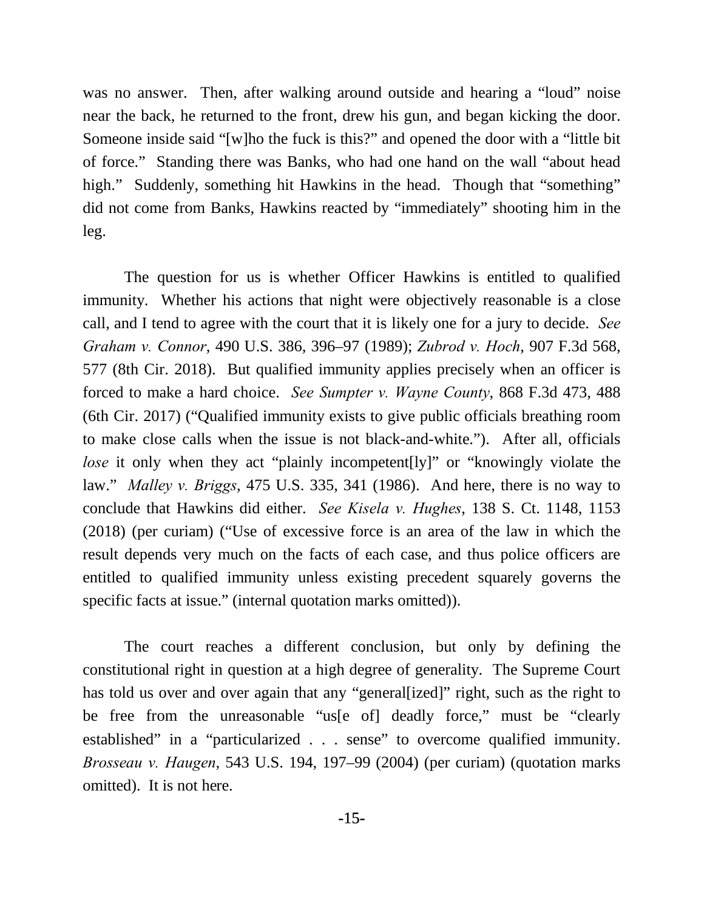was no answer. Then, after walking around outside and hearing a "loud" noise near the back, he returned to the front, drew his gun, and began kicking the door. Someone inside said "[w]ho the fuck is this?" and opened the door with a "little bit of force." Standing there was Banks, who had one hand on the wall "about head high." Suddenly, something hit Hawkins in the head. Though that "something" did not come from Banks, Hawkins reacted by "immediately" shooting him in the leg.

The question for us is whether Officer Hawkins is entitled to qualified immunity. Whether his actions that night were objectively reasonable is a close call, and I tend to agree with the court that it is likely one for a jury to decide. *See Graham v. Connor*, 490 U.S. 386, 396–97 (1989); *Zubrod v. Hoch*, 907 F.3d 568, 577 (8th Cir. 2018). But qualified immunity applies precisely when an officer is forced to make a hard choice. *See Sumpter v. Wayne County*, 868 F.3d 473, 488 (6th Cir. 2017) ("Qualified immunity exists to give public officials breathing room to make close calls when the issue is not black-and-white."). After all, officials *lose* it only when they act "plainly incompetent[ly]" or "knowingly violate the law." *Malley v. Briggs*, 475 U.S. 335, 341 (1986). And here, there is no way to conclude that Hawkins did either. *See Kisela v. Hughes*, 138 S. Ct. 1148, 1153 (2018) (per curiam) ("Use of excessive force is an area of the law in which the result depends very much on the facts of each case, and thus police officers are entitled to qualified immunity unless existing precedent squarely governs the specific facts at issue." (internal quotation marks omitted)).

The court reaches a different conclusion, but only by defining the constitutional right in question at a high degree of generality. The Supreme Court has told us over and over again that any "general[ized]" right, such as the right to be free from the unreasonable "us[e of] deadly force," must be "clearly established" in a "particularized . . . sense" to overcome qualified immunity. *Brosseau v. Haugen*, 543 U.S. 194, 197–99 (2004) (per curiam) (quotation marks omitted). It is not here.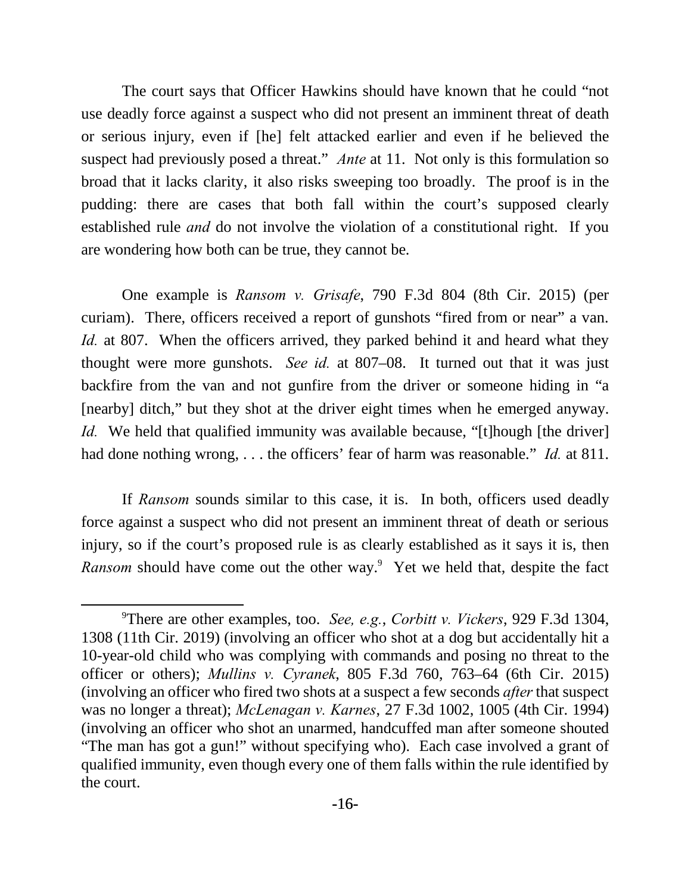The court says that Officer Hawkins should have known that he could "not use deadly force against a suspect who did not present an imminent threat of death or serious injury, even if [he] felt attacked earlier and even if he believed the suspect had previously posed a threat." *Ante* at 11. Not only is this formulation so broad that it lacks clarity, it also risks sweeping too broadly. The proof is in the pudding: there are cases that both fall within the court's supposed clearly established rule *and* do not involve the violation of a constitutional right. If you are wondering how both can be true, they cannot be.

One example is *Ransom v. Grisafe*, 790 F.3d 804 (8th Cir. 2015) (per curiam). There, officers received a report of gunshots "fired from or near" a van. *Id.* at 807. When the officers arrived, they parked behind it and heard what they thought were more gunshots. *See id.* at 807–08. It turned out that it was just backfire from the van and not gunfire from the driver or someone hiding in "a [nearby] ditch," but they shot at the driver eight times when he emerged anyway. *Id.* We held that qualified immunity was available because, "[t]hough [the driver] had done nothing wrong, . . . the officers' fear of harm was reasonable." *Id.* at 811.

If *Ransom* sounds similar to this case, it is. In both, officers used deadly force against a suspect who did not present an imminent threat of death or serious injury, so if the court's proposed rule is as clearly established as it says it is, then *Ransom* should have come out the other way.[9] Yet we held that, despite the fact

[9] There are other examples, too. *See, e.g.*, *Corbitt v. Vickers*, 929 F.3d 1304, 1308 (11th Cir. 2019) (involving an officer who shot at a dog but accidentally hit a 10-year-old child who was complying with commands and posing no threat to the officer or others); *Mullins v. Cyranek*, 805 F.3d 760, 763–64 (6th Cir. 2015) (involving an officer who fired two shots at a suspect a few seconds *after* that suspect was no longer a threat); *McLenagan v. Karnes*, 27 F.3d 1002, 1005 (4th Cir. 1994) (involving an officer who shot an unarmed, handcuffed man after someone shouted "The man has got a gun!" without specifying who). Each case involved a grant of qualified immunity, even though every one of them falls within the rule identified by the court.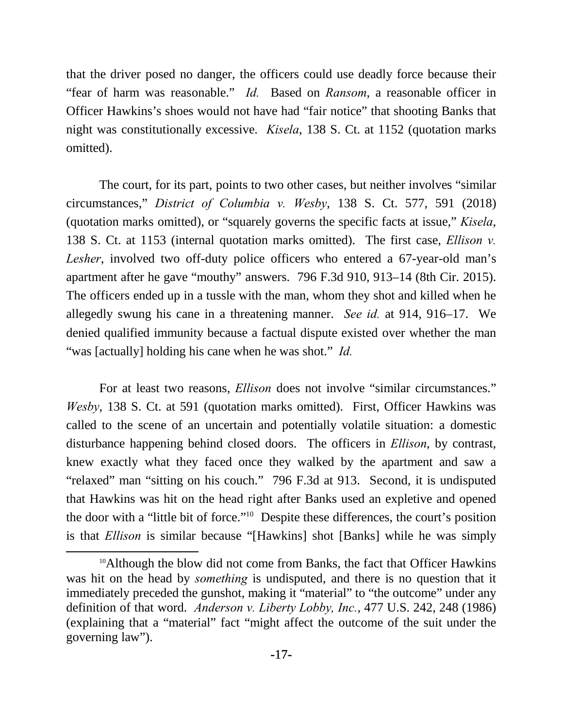that the driver posed no danger, the officers could use deadly force because their "fear of harm was reasonable." *Id.* Based on *Ransom*, a reasonable officer in Officer Hawkins's shoes would not have had "fair notice" that shooting Banks that night was constitutionally excessive. *Kisela*, 138 S. Ct. at 1152 (quotation marks omitted).

The court, for its part, points to two other cases, but neither involves "similar circumstances," *District of Columbia v. Wesby*, 138 S. Ct. 577, 591 (2018) (quotation marks omitted), or "squarely governs the specific facts at issue," *Kisela*, 138 S. Ct. at 1153 (internal quotation marks omitted). The first case, *Ellison v. Lesher*, involved two off-duty police officers who entered a 67-year-old man's apartment after he gave "mouthy" answers. 796 F.3d 910, 913–14 (8th Cir. 2015). The officers ended up in a tussle with the man, whom they shot and killed when he allegedly swung his cane in a threatening manner. *See id.* at 914, 916–17. We denied qualified immunity because a factual dispute existed over whether the man "was [actually] holding his cane when he was shot." *Id.*

For at least two reasons, *Ellison* does not involve "similar circumstances." *Wesby*, 138 S. Ct. at 591 (quotation marks omitted). First, Officer Hawkins was called to the scene of an uncertain and potentially volatile situation: a domestic disturbance happening behind closed doors. The officers in *Ellison*, by contrast, knew exactly what they faced once they walked by the apartment and saw a "relaxed" man "sitting on his couch." 796 F.3d at 913. Second, it is undisputed that Hawkins was hit on the head right after Banks used an expletive and opened the door with a "little bit of force."[10] Despite these differences, the court's position is that *Ellison* is similar because "[Hawkins] shot [Banks] while he was simply

[10]Although the blow did not come from Banks, the fact that Officer Hawkins was hit on the head by *something* is undisputed, and there is no question that it immediately preceded the gunshot, making it "material" to "the outcome" under any definition of that word. *Anderson v. Liberty Lobby, Inc.*, 477 U.S. 242, 248 (1986) (explaining that a "material" fact "might affect the outcome of the suit under the governing law").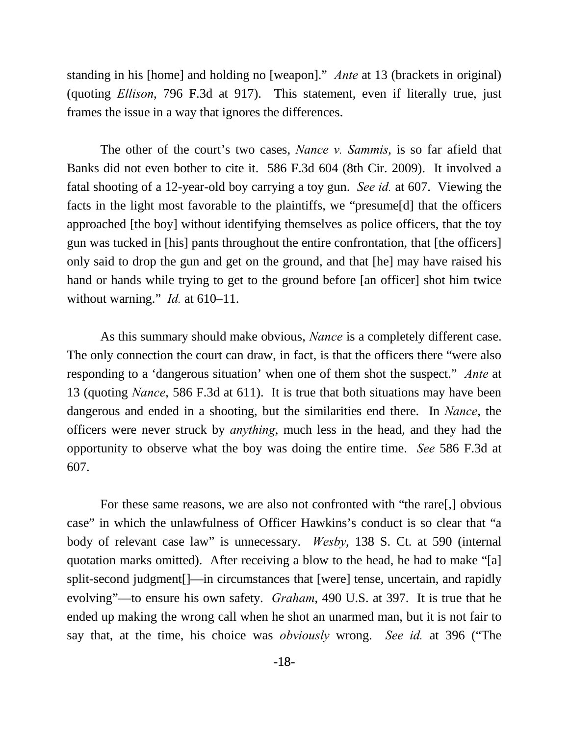standing in his [home] and holding no [weapon]." *Ante* at 13 (brackets in original) (quoting *Ellison*, 796 F.3d at 917). This statement, even if literally true, just frames the issue in a way that ignores the differences.

The other of the court's two cases, *Nance v. Sammis*, is so far afield that Banks did not even bother to cite it. 586 F.3d 604 (8th Cir. 2009). It involved a fatal shooting of a 12-year-old boy carrying a toy gun. *See id.* at 607. Viewing the facts in the light most favorable to the plaintiffs, we "presume[d] that the officers approached [the boy] without identifying themselves as police officers, that the toy gun was tucked in [his] pants throughout the entire confrontation, that [the officers] only said to drop the gun and get on the ground, and that [he] may have raised his hand or hands while trying to get to the ground before [an officer] shot him twice without warning." *Id.* at 610–11.

As this summary should make obvious, *Nance* is a completely different case. The only connection the court can draw, in fact, is that the officers there "were also responding to a 'dangerous situation' when one of them shot the suspect." *Ante* at 13 (quoting *Nance*, 586 F.3d at 611). It is true that both situations may have been dangerous and ended in a shooting, but the similarities end there. In *Nance*, the officers were never struck by *anything*, much less in the head, and they had the opportunity to observe what the boy was doing the entire time. *See* 586 F.3d at 607.

For these same reasons, we are also not confronted with "the rare[,] obvious case" in which the unlawfulness of Officer Hawkins's conduct is so clear that "a body of relevant case law" is unnecessary. *Wesby*, 138 S. Ct. at 590 (internal quotation marks omitted). After receiving a blow to the head, he had to make "[a] split-second judgment[]—in circumstances that [were] tense, uncertain, and rapidly evolving"—to ensure his own safety. *Graham*, 490 U.S. at 397. It is true that he ended up making the wrong call when he shot an unarmed man, but it is not fair to say that, at the time, his choice was *obviously* wrong. *See id.* at 396 ("The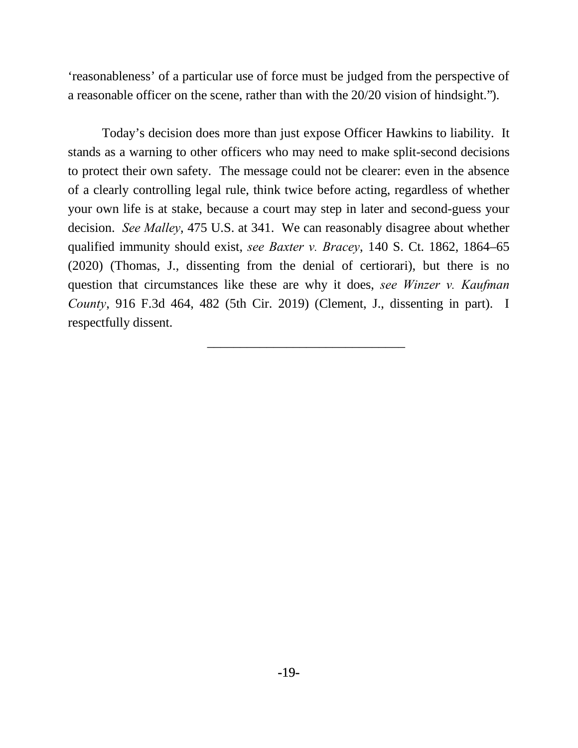'reasonableness' of a particular use of force must be judged from the perspective of a reasonable officer on the scene, rather than with the 20/20 vision of hindsight.").

Today's decision does more than just expose Officer Hawkins to liability. It stands as a warning to other officers who may need to make split-second decisions to protect their own safety. The message could not be clearer: even in the absence of a clearly controlling legal rule, think twice before acting, regardless of whether your own life is at stake, because a court may step in later and second-guess your decision. *See Malley*, 475 U.S. at 341. We can reasonably disagree about whether qualified immunity should exist, *see Baxter v. Bracey*, 140 S. Ct. 1862, 1864–65 (2020) (Thomas, J., dissenting from the denial of certiorari), but there is no question that circumstances like these are why it does, *see Winzer v. Kaufman County*, 916 F.3d 464, 482 (5th Cir. 2019) (Clement, J., dissenting in part). I respectfully dissent.

______________________________